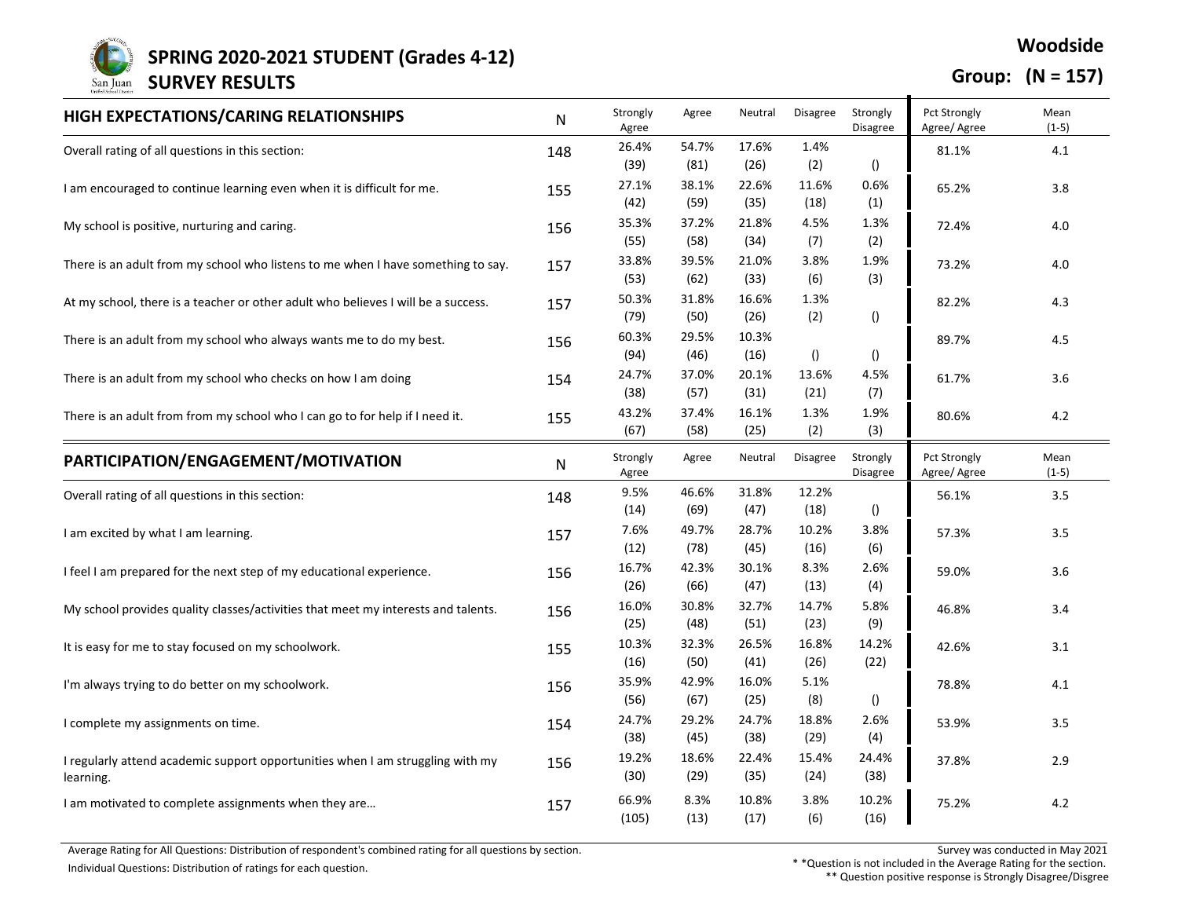# SPRING 2020-2021 STUDENT (Grades 4-12) SURVEY RESULTS

**Woodside**

**Group: (N = 157)**

| HIGH EXPECTATIONS/CARING RELATIONSHIPS | N | Strongly Agree | Agree | Neutral | Disagree | Strongly Disagree | Pct Strongly Agree/ Agree | Mean (1-5) |
|---|---|---|---|---|---|---|---|---|
| Overall rating of all questions in this section: | 148 | 26.4% (39) | 54.7% (81) | 17.6% (26) | 1.4% (2) | () | 81.1% | 4.1 |
| I am encouraged to continue learning even when it is difficult for me. | 155 | 27.1% (42) | 38.1% (59) | 22.6% (35) | 11.6% (18) | 0.6% (1) | 65.2% | 3.8 |
| My school is positive, nurturing and caring. | 156 | 35.3% (55) | 37.2% (58) | 21.8% (34) | 4.5% (7) | 1.3% (2) | 72.4% | 4.0 |
| There is an adult from my school who listens to me when I have something to say. | 157 | 33.8% (53) | 39.5% (62) | 21.0% (33) | 3.8% (6) | 1.9% (3) | 73.2% | 4.0 |
| At my school, there is a teacher or other adult who believes I will be a success. | 157 | 50.3% (79) | 31.8% (50) | 16.6% (26) | 1.3% (2) | () | 82.2% | 4.3 |
| There is an adult from my school who always wants me to do my best. | 156 | 60.3% (94) | 29.5% (46) | 10.3% (16) | () | () | 89.7% | 4.5 |
| There is an adult from my school who checks on how I am doing | 154 | 24.7% (38) | 37.0% (57) | 20.1% (31) | 13.6% (21) | 4.5% (7) | 61.7% | 3.6 |
| There is an adult from from my school who I can go to for help if I need it. | 155 | 43.2% (67) | 37.4% (58) | 16.1% (25) | 1.3% (2) | 1.9% (3) | 80.6% | 4.2 |

| PARTICIPATION/ENGAGEMENT/MOTIVATION | N | Strongly Agree | Agree | Neutral | Disagree | Strongly Disagree | Pct Strongly Agree/ Agree | Mean (1-5) |
|---|---|---|---|---|---|---|---|---|
| Overall rating of all questions in this section: | 148 | 9.5% (14) | 46.6% (69) | 31.8% (47) | 12.2% (18) | () | 56.1% | 3.5 |
| I am excited by what I am learning. | 157 | 7.6% (12) | 49.7% (78) | 28.7% (45) | 10.2% (16) | 3.8% (6) | 57.3% | 3.5 |
| I feel I am prepared for the next step of my educational experience. | 156 | 16.7% (26) | 42.3% (66) | 30.1% (47) | 8.3% (13) | 2.6% (4) | 59.0% | 3.6 |
| My school provides quality classes/activities that meet my interests and talents. | 156 | 16.0% (25) | 30.8% (48) | 32.7% (51) | 14.7% (23) | 5.8% (9) | 46.8% | 3.4 |
| It is easy for me to stay focused on my schoolwork. | 155 | 10.3% (16) | 32.3% (50) | 26.5% (41) | 16.8% (26) | 14.2% (22) | 42.6% | 3.1 |
| I'm always trying to do better on my schoolwork. | 156 | 35.9% (56) | 42.9% (67) | 16.0% (25) | 5.1% (8) | () | 78.8% | 4.1 |
| I complete my assignments on time. | 154 | 24.7% (38) | 29.2% (45) | 24.7% (38) | 18.8% (29) | 2.6% (4) | 53.9% | 3.5 |
| I regularly attend academic support opportunities when I am struggling with my learning. | 156 | 19.2% (30) | 18.6% (29) | 22.4% (35) | 15.4% (24) | 24.4% (38) | 37.8% | 2.9 |
| I am motivated to complete assignments when they are… | 157 | 66.9% (105) | 8.3% (13) | 10.8% (17) | 3.8% (6) | 10.2% (16) | 75.2% | 4.2 |

Average Rating for All Questions: Distribution of respondent's combined rating for all questions by section.

Individual Questions: Distribution of ratings for each question.

Survey was conducted in May 2021

* *Question is not included in the Average Rating for the section.

** Question positive response is Strongly Disagree/Disgree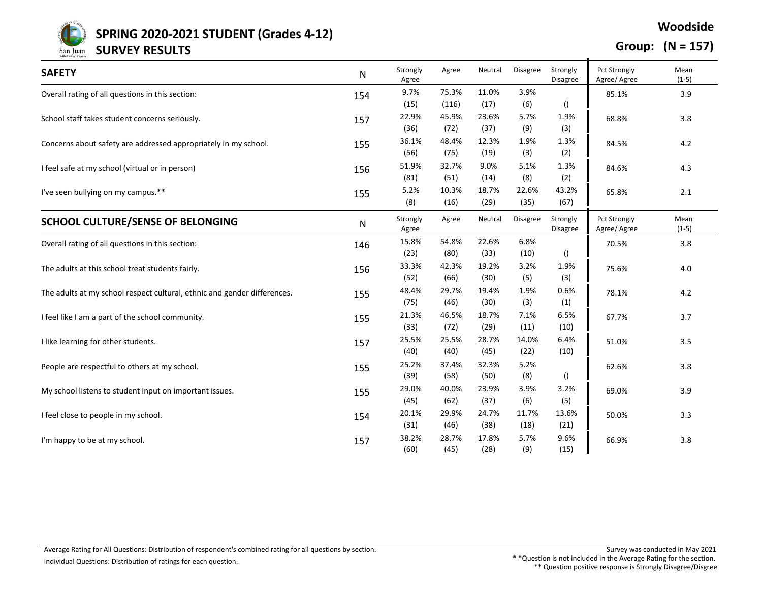# SPRING 2020-2021 STUDENT (Grades 4-12) SURVEY RESULTS

**Woodside**

**Group: (N = 157)**

| SAFETY | N | Strongly Agree | Agree | Neutral | Disagree | Strongly Disagree | Pct Strongly Agree/ Agree | Mean (1-5) |
|---|---|---|---|---|---|---|---|---|
| Overall rating of all questions in this section: | 154 | 9.7% (15) | 75.3% (116) | 11.0% (17) | 3.9% (6) | () | 85.1% | 3.9 |
| School staff takes student concerns seriously. | 157 | 22.9% (36) | 45.9% (72) | 23.6% (37) | 5.7% (9) | 1.9% (3) | 68.8% | 3.8 |
| Concerns about safety are addressed appropriately in my school. | 155 | 36.1% (56) | 48.4% (75) | 12.3% (19) | 1.9% (3) | 1.3% (2) | 84.5% | 4.2 |
| I feel safe at my school (virtual or in person) | 156 | 51.9% (81) | 32.7% (51) | 9.0% (14) | 5.1% (8) | 1.3% (2) | 84.6% | 4.3 |
| I've seen bullying on my campus.** | 155 | 5.2% (8) | 10.3% (16) | 18.7% (29) | 22.6% (35) | 43.2% (67) | 65.8% | 2.1 |

| SCHOOL CULTURE/SENSE OF BELONGING | N | Strongly Agree | Agree | Neutral | Disagree | Strongly Disagree | Pct Strongly Agree/ Agree | Mean (1-5) |
|---|---|---|---|---|---|---|---|---|
| Overall rating of all questions in this section: | 146 | 15.8% (23) | 54.8% (80) | 22.6% (33) | 6.8% (10) | () | 70.5% | 3.8 |
| The adults at this school treat students fairly. | 156 | 33.3% (52) | 42.3% (66) | 19.2% (30) | 3.2% (5) | 1.9% (3) | 75.6% | 4.0 |
| The adults at my school respect cultural, ethnic and gender differences. | 155 | 48.4% (75) | 29.7% (46) | 19.4% (30) | 1.9% (3) | 0.6% (1) | 78.1% | 4.2 |
| I feel like I am a part of the school community. | 155 | 21.3% (33) | 46.5% (72) | 18.7% (29) | 7.1% (11) | 6.5% (10) | 67.7% | 3.7 |
| I like learning for other students. | 157 | 25.5% (40) | 25.5% (40) | 28.7% (45) | 14.0% (22) | 6.4% (10) | 51.0% | 3.5 |
| People are respectful to others at my school. | 155 | 25.2% (39) | 37.4% (58) | 32.3% (50) | 5.2% (8) | () | 62.6% | 3.8 |
| My school listens to student input on important issues. | 155 | 29.0% (45) | 40.0% (62) | 23.9% (37) | 3.9% (6) | 3.2% (5) | 69.0% | 3.9 |
| I feel close to people in my school. | 154 | 20.1% (31) | 29.9% (46) | 24.7% (38) | 11.7% (18) | 13.6% (21) | 50.0% | 3.3 |
| I'm happy to be at my school. | 157 | 38.2% (60) | 28.7% (45) | 17.8% (28) | 5.7% (9) | 9.6% (15) | 66.9% | 3.8 |

Average Rating for All Questions: Distribution of respondent's combined rating for all questions by section.

Individual Questions: Distribution of ratings for each question.

Survey was conducted in May 2021

* *Question is not included in the Average Rating for the section.

** Question positive response is Strongly Disagree/Disgree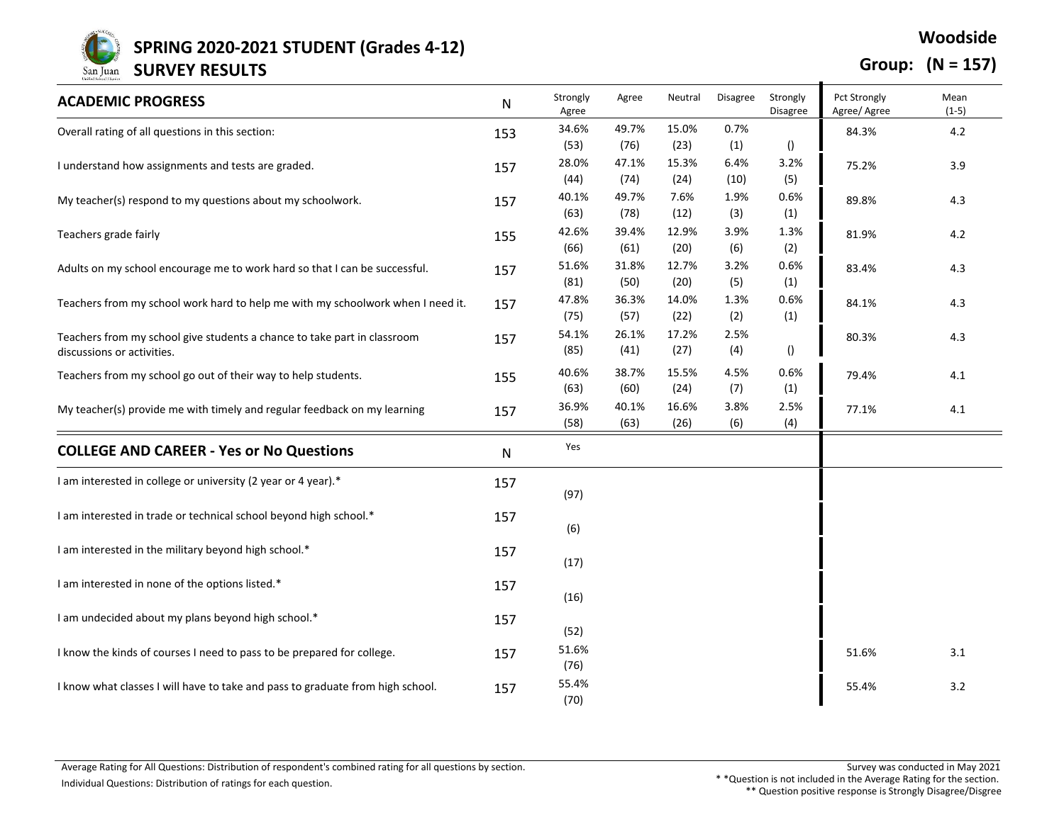# SPRING 2020-2021 STUDENT (Grades 4-12) SURVEY RESULTS

**Woodside**

**Group: (N = 157)**

| ACADEMIC PROGRESS | N | Strongly Agree | Agree | Neutral | Disagree | Strongly Disagree | Pct Strongly Agree/ Agree | Mean (1-5) |
|---|---|---|---|---|---|---|---|---|
| Overall rating of all questions in this section: | 153 | 34.6% (53) | 49.7% (76) | 15.0% (23) | 0.7% (1) | () | 84.3% | 4.2 |
| I understand how assignments and tests are graded. | 157 | 28.0% (44) | 47.1% (74) | 15.3% (24) | 6.4% (10) | 3.2% (5) | 75.2% | 3.9 |
| My teacher(s) respond to my questions about my schoolwork. | 157 | 40.1% (63) | 49.7% (78) | 7.6% (12) | 1.9% (3) | 0.6% (1) | 89.8% | 4.3 |
| Teachers grade fairly | 155 | 42.6% (66) | 39.4% (61) | 12.9% (20) | 3.9% (6) | 1.3% (2) | 81.9% | 4.2 |
| Adults on my school encourage me to work hard so that I can be successful. | 157 | 51.6% (81) | 31.8% (50) | 12.7% (20) | 3.2% (5) | 0.6% (1) | 83.4% | 4.3 |
| Teachers from my school work hard to help me with my schoolwork when I need it. | 157 | 47.8% (75) | 36.3% (57) | 14.0% (22) | 1.3% (2) | 0.6% (1) | 84.1% | 4.3 |
| Teachers from my school give students a chance to take part in classroom discussions or activities. | 157 | 54.1% (85) | 26.1% (41) | 17.2% (27) | 2.5% (4) | () | 80.3% | 4.3 |
| Teachers from my school go out of their way to help students. | 155 | 40.6% (63) | 38.7% (60) | 15.5% (24) | 4.5% (7) | 0.6% (1) | 79.4% | 4.1 |
| My teacher(s) provide me with timely and regular feedback on my learning | 157 | 36.9% (58) | 40.1% (63) | 16.6% (26) | 3.8% (6) | 2.5% (4) | 77.1% | 4.1 |

| COLLEGE AND CAREER - Yes or No Questions | N | Yes | Pct Strongly Agree/ Agree | Mean (1-5) |
|---|---|---|---|---|
| I am interested in college or university (2 year or 4 year).* | 157 | (97) | | |
| I am interested in trade or technical school beyond high school.* | 157 | (6) | | |
| I am interested in the military beyond high school.* | 157 | (17) | | |
| I am interested in none of the options listed.* | 157 | (16) | | |
| I am undecided about my plans beyond high school.* | 157 | (52) | | |
| I know the kinds of courses I need to pass to be prepared for college. | 157 | 51.6% (76) | 51.6% | 3.1 |
| I know what classes I will have to take and pass to graduate from high school. | 157 | 55.4% (70) | 55.4% | 3.2 |

Average Rating for All Questions: Distribution of respondent's combined rating for all questions by section.

Individual Questions: Distribution of ratings for each question.

Survey was conducted in May 2021

* *Question is not included in the Average Rating for the section.

** Question positive response is Strongly Disagree/Disgree